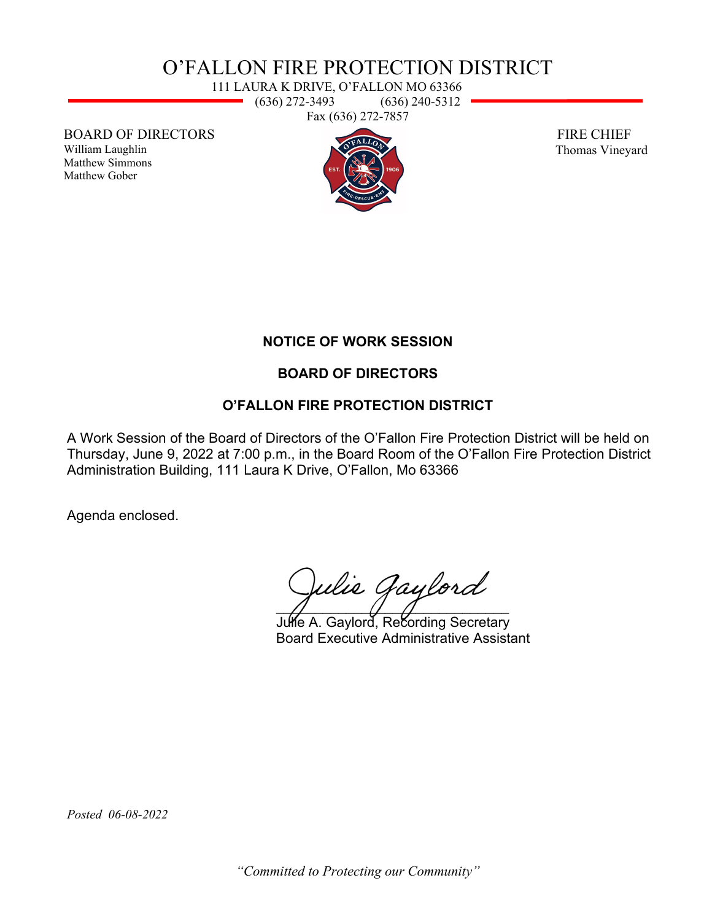# O'FALLON FIRE PROTECTION DISTRICT

111 LAURA K DRIVE, O'FALLON MO 63366
(636) 272-3493 (636) 240-5312
Fax (636) 272-7857

BOARD OF DIRECTORS
William Laughlin
Matthew Simmons
Matthew Gober

FIRE CHIEF
Thomas Vineyard

**NOTICE OF WORK SESSION**

**BOARD OF DIRECTORS**

**O'FALLON FIRE PROTECTION DISTRICT**

A Work Session of the Board of Directors of the O'Fallon Fire Protection District will be held on Thursday, June 9, 2022 at 7:00 p.m., in the Board Room of the O'Fallon Fire Protection District Administration Building, 111 Laura K Drive, O'Fallon, Mo 63366

Agenda enclosed.

Julie Gaylord
Julie A. Gaylord, Recording Secretary
Board Executive Administrative Assistant

*Posted 06-08-2022*

*"Committed to Protecting our Community"*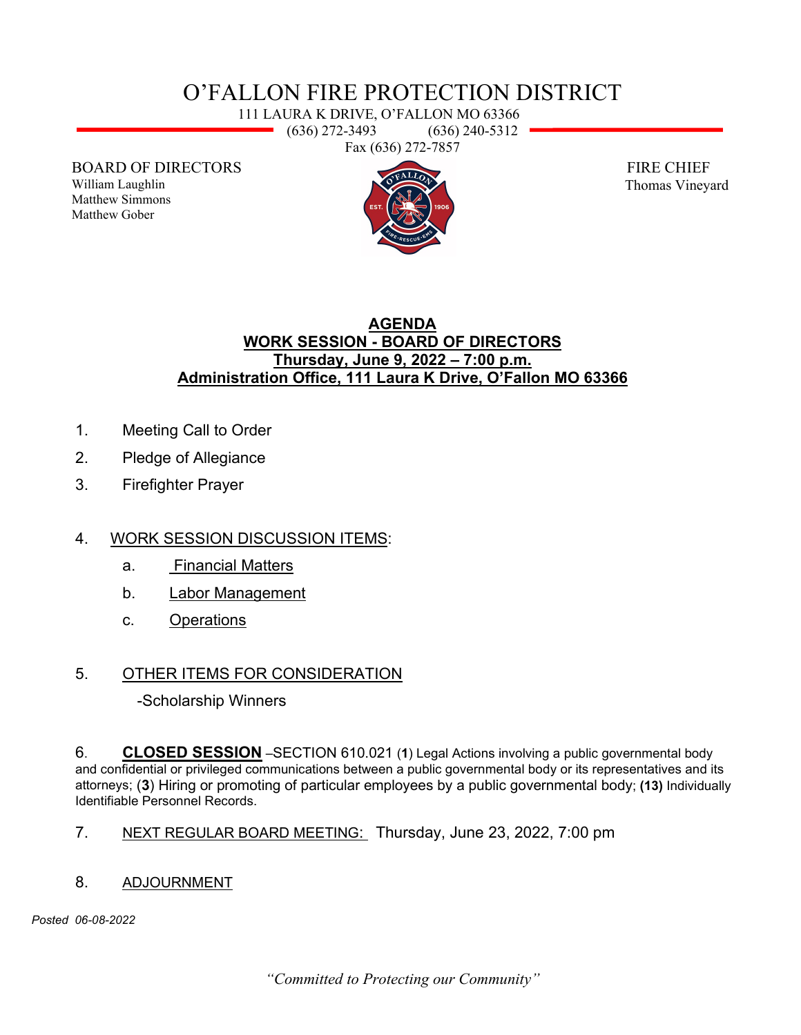# O'FALLON FIRE PROTECTION DISTRICT

111 LAURA K DRIVE, O'FALLON MO 63366
(636) 272-3493 (636) 240-5312
Fax (636) 272-7857

BOARD OF DIRECTORS
William Laughlin
Matthew Simmons
Matthew Gober

FIRE CHIEF
Thomas Vineyard

## AGENDA
## WORK SESSION - BOARD OF DIRECTORS
## Thursday, June 9, 2022 – 7:00 p.m.
## Administration Office, 111 Laura K Drive, O'Fallon MO 63366

1. Meeting Call to Order
2. Pledge of Allegiance
3. Firefighter Prayer
4. WORK SESSION DISCUSSION ITEMS:
   a. Financial Matters
   b. Labor Management
   c. Operations
5. OTHER ITEMS FOR CONSIDERATION
   -Scholarship Winners
6. **CLOSED SESSION** –SECTION 610.021 (**1**) Legal Actions involving a public governmental body and confidential or privileged communications between a public governmental body or its representatives and its attorneys; (**3**) Hiring or promoting of particular employees by a public governmental body; **(13)** Individually Identifiable Personnel Records.
7. NEXT REGULAR BOARD MEETING: Thursday, June 23, 2022, 7:00 pm
8. ADJOURNMENT

*Posted 06-08-2022*

*"Committed to Protecting our Community"*